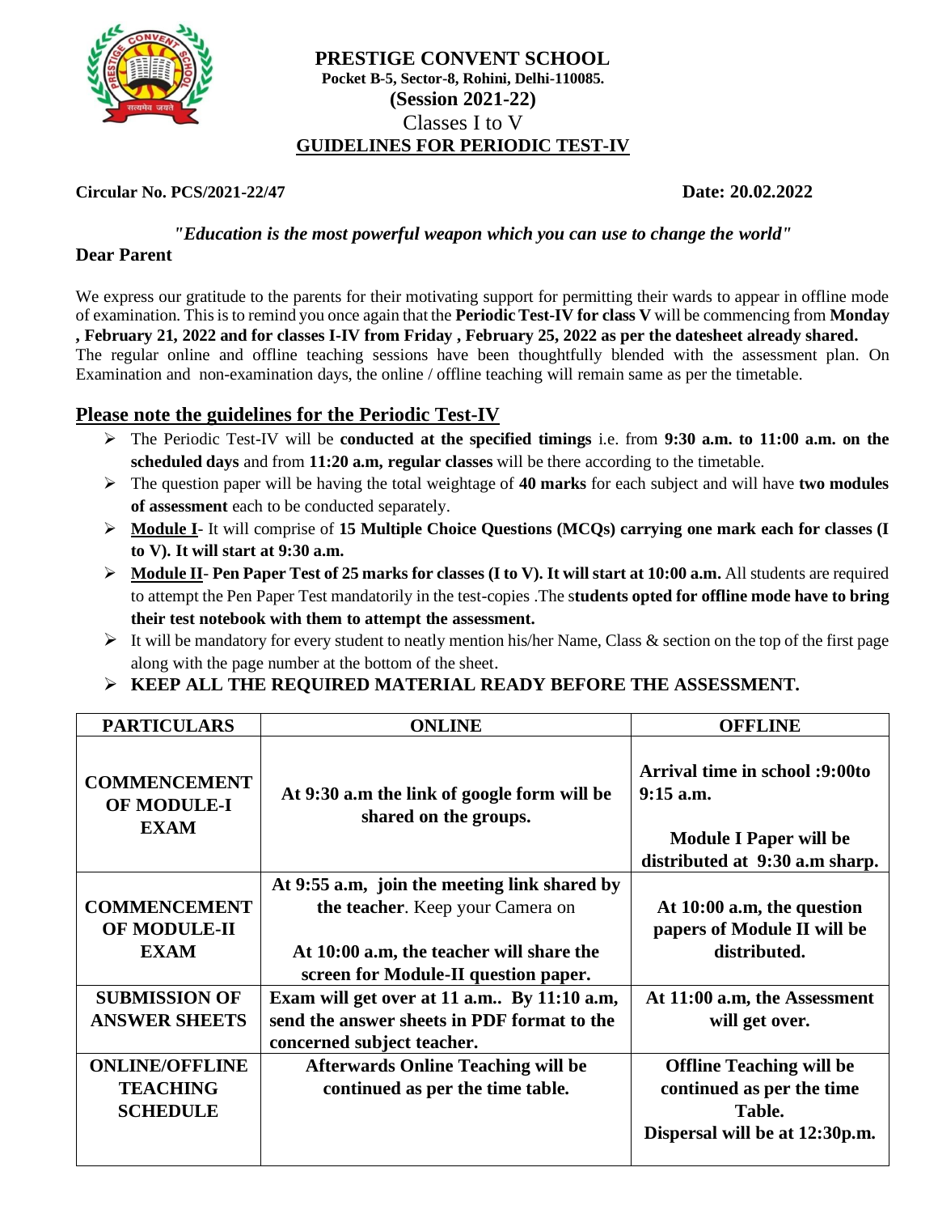# PRESTIGE CONVENT SCHOOL

**Pocket B-5, Sector-8, Rohini, Delhi-110085.**

**(Session 2021-22)**

Classes I to V

## GUIDELINES FOR PERIODIC TEST-IV

**Circular No. PCS/2021-22/47** **Date: 20.02.2022**

*"Education is the most powerful weapon which you can use to change the world"*

**Dear Parent**

We express our gratitude to the parents for their motivating support for permitting their wards to appear in offline mode of examination. This is to remind you once again that the **Periodic Test-IV for class V** will be commencing from **Monday , February 21, 2022 and for classes I-IV from Friday , February 25, 2022 as per the datesheet already shared.** The regular online and offline teaching sessions have been thoughtfully blended with the assessment plan. On Examination and non-examination days, the online / offline teaching will remain same as per the timetable.

## Please note the guidelines for the Periodic Test-IV

- The Periodic Test-IV will be **conducted at the specified timings** i.e. from **9:30 a.m. to 11:00 a.m. on the scheduled days** and from **11:20 a.m, regular classes** will be there according to the timetable.
- The question paper will be having the total weightage of **40 marks** for each subject and will have **two modules of assessment** each to be conducted separately.
- **Module I**- It will comprise of **15 Multiple Choice Questions (MCQs) carrying one mark each for classes (I to V). It will start at 9:30 a.m.**
- **Module II**- **Pen Paper Test of 25 marks for classes (I to V). It will start at 10:00 a.m.** All students are required to attempt the Pen Paper Test mandatorily in the test-copies .The s**tudents opted for offline mode have to bring their test notebook with them to attempt the assessment.**
- It will be mandatory for every student to neatly mention his/her Name, Class & section on the top of the first page along with the page number at the bottom of the sheet.
- **KEEP ALL THE REQUIRED MATERIAL READY BEFORE THE ASSESSMENT.**

| PARTICULARS | ONLINE | OFFLINE |
|---|---|---|
| **COMMENCEMENT OF MODULE-I EXAM** | **At 9:30 a.m the link of google form will be shared on the groups.** | **Arrival time in school :9:00to 9:15 a.m.** <br> **Module I Paper will be distributed at 9:30 a.m sharp.** |
| **COMMENCEMENT OF MODULE-II EXAM** | **At 9:55 a.m, join the meeting link shared by the teacher**. Keep your Camera on <br> **At 10:00 a.m, the teacher will share the screen for Module-II question paper.** | **At 10:00 a.m, the question papers of Module II will be distributed.** |
| **SUBMISSION OF ANSWER SHEETS** | **Exam will get over at 11 a.m.. By 11:10 a.m, send the answer sheets in PDF format to the concerned subject teacher.** | **At 11:00 a.m, the Assessment will get over.** |
| **ONLINE/OFFLINE TEACHING SCHEDULE** | **Afterwards Online Teaching will be continued as per the time table.** | **Offline Teaching will be continued as per the time Table.** <br> **Dispersal will be at 12:30p.m.** |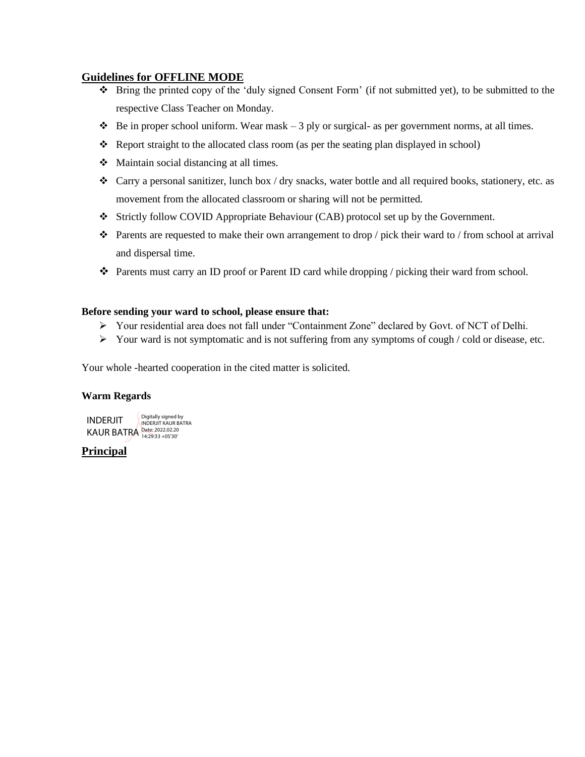## **Guidelines for OFFLINE MODE**

- Bring the printed copy of the 'duly signed Consent Form' (if not submitted yet), to be submitted to the respective Class Teacher on Monday.
- Be in proper school uniform. Wear mask – 3 ply or surgical- as per government norms, at all times.
- Report straight to the allocated class room (as per the seating plan displayed in school)
- Maintain social distancing at all times.
- Carry a personal sanitizer, lunch box / dry snacks, water bottle and all required books, stationery, etc. as movement from the allocated classroom or sharing will not be permitted.
- Strictly follow COVID Appropriate Behaviour (CAB) protocol set up by the Government.
- Parents are requested to make their own arrangement to drop / pick their ward to / from school at arrival and dispersal time.
- Parents must carry an ID proof or Parent ID card while dropping / picking their ward from school.

**Before sending your ward to school, please ensure that:**

- Your residential area does not fall under "Containment Zone" declared by Govt. of NCT of Delhi.
- Your ward is not symptomatic and is not suffering from any symptoms of cough / cold or disease, etc.

Your whole -hearted cooperation in the cited matter is solicited.

**Warm Regards**

INDERJIT KAUR BATRA
Digitally signed by INDERJIT KAUR BATRA
Date: 2022.02.20 14:29:33 +05'30'

**Principal**